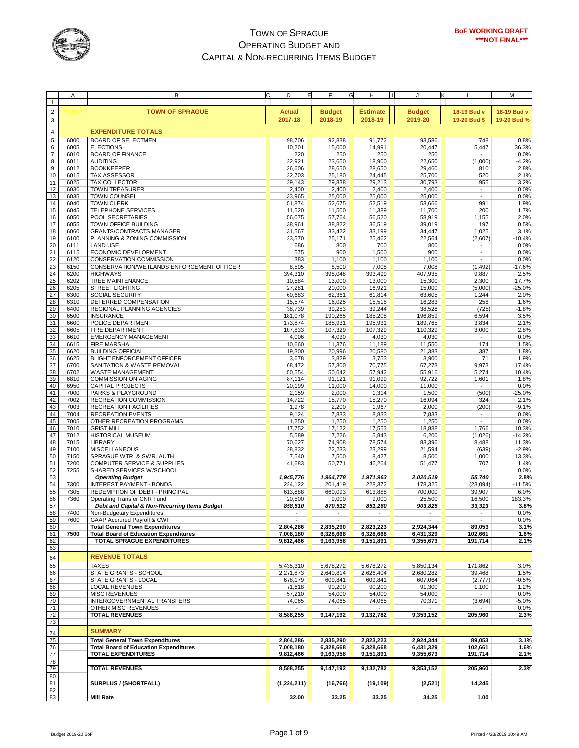# TOWN OF SPRAGUE
## OPERATING BUDGET AND CAPITAL & NON-RECURRING ITEMS BUDGET

**BoF WORKING DRAFT**
**\*\*\*NOT FINAL\*\*\***

| | TOWN OF SPRAGUE | Actual 2017-18 | Budget 2018-19 | Estimate 2018-19 | Budget 2019-20 | 18-19 Bud v 19-20 Bud $ | 18-19 Bud v 19-20 Bud % |
|---|---|---|---|---|---|---|---|
| | **EXPENDITURE TOTALS** | | | | | | |
| 6000 | BOARD OF SELECTMEN | 98,706 | 92,838 | 91,772 | 93,586 | 748 | 0.8% |
| 6005 | ELECTIONS | 10,201 | 15,000 | 14,991 | 20,447 | 5,447 | 36.3% |
| 6010 | BOARD OF FINANCE | 220 | 250 | 250 | 250 | - | 0.0% |
| 6011 | AUDITING | 22,921 | 23,650 | 18,900 | 22,650 | (1,000) | -4.2% |
| 6012 | BOOKKEEPER | 26,606 | 28,650 | 28,650 | 29,460 | 810 | 2.8% |
| 6015 | TAX ASSESSOR | 22,703 | 25,180 | 24,445 | 25,700 | 520 | 2.1% |
| 6025 | TAX COLLECTOR | 29,143 | 29,838 | 29,213 | 30,793 | 955 | 3.2% |
| 6030 | TOWN TREASURER | 2,400 | 2,400 | 2,400 | 2,400 | - | 0.0% |
| 6035 | TOWN COUNSEL | 33,965 | 25,000 | 25,000 | 25,000 | - | 0.0% |
| 6040 | TOWN CLERK | 51,874 | 52,675 | 52,519 | 53,666 | 991 | 1.9% |
| 6045 | TELEPHONE SERVICES | 11,520 | 11,500 | 11,389 | 11,700 | 200 | 1.7% |
| 6050 | POOL SECRETARIES | 56,075 | 57,764 | 56,520 | 58,919 | 1,155 | 2.0% |
| 6055 | TOWN OFFICE BUILDING | 38,961 | 38,822 | 36,519 | 39,019 | 197 | 0.5% |
| 6060 | GRANTS/CONTRACTS MANAGER | 31,567 | 33,422 | 33,199 | 34,447 | 1,025 | 3.1% |
| 6100 | PLANNING & ZONING COMMISSION | 23,570 | 25,171 | 25,462 | 22,564 | (2,607) | -10.4% |
| 6111 | LAND USE | 686 | 800 | 700 | 800 | - | 0.0% |
| 6115 | ECONOMIC DEVELOPMENT | 575 | 900 | 1,500 | 900 | - | 0.0% |
| 6120 | CONSERVATION COMMISSION | 383 | 1,100 | 1,100 | 1,100 | - | 0.0% |
| 6150 | CONSERVATION/WETLANDS ENFORCEMENT OFFICER | 8,505 | 8,500 | 7,008 | 7,008 | (1,492) | -17.6% |
| 6200 | HIGHWAYS | 394,310 | 398,048 | 393,499 | 407,935 | 9,887 | 2.5% |
| 6202 | TREE MAINTENANCE | 10,584 | 13,000 | 13,000 | 15,300 | 2,300 | 17.7% |
| 6205 | STREET LIGHTING | 27,281 | 20,000 | 16,921 | 15,000 | (5,000) | -25.0% |
| 6300 | SOCIAL SECURITY | 60,683 | 62,361 | 61,814 | 63,605 | 1,244 | 2.0% |
| 6310 | DEFERRED COMPENSATION | 15,574 | 16,025 | 15,518 | 16,283 | 258 | 1.6% |
| 6400 | REGIONAL PLANNING AGENCIES | 38,739 | 39,253 | 39,244 | 38,528 | (725) | -1.8% |
| 6500 | INSURANCE | 181,078 | 190,265 | 185,208 | 196,859 | 6,594 | 3.5% |
| 6600 | POLICE DEPARTMENT | 173,874 | 185,931 | 195,931 | 189,765 | 3,834 | 2.1% |
| 6605 | FIRE DEPARTMENT | 107,833 | 107,329 | 107,329 | 110,329 | 3,000 | 2.8% |
| 6610 | EMERGENCY MANAGEMENT | 4,006 | 4,030 | 4,030 | 4,030 | - | 0.0% |
| 6615 | FIRE MARSHAL | 10,660 | 11,376 | 11,189 | 11,550 | 174 | 1.5% |
| 6620 | BUILDING OFFICIAL | 19,300 | 20,996 | 20,580 | 21,383 | 387 | 1.8% |
| 6625 | BLIGHT ENFORCEMENT OFFICER | 3,678 | 3,829 | 3,753 | 3,900 | 71 | 1.9% |
| 6700 | SANITATION & WASTE REMOVAL | 68,472 | 57,300 | 70,775 | 67,273 | 9,973 | 17.4% |
| 6702 | WASTE MANAGEMENT | 50,554 | 50,642 | 57,942 | 55,916 | 5,274 | 10.4% |
| 6810 | COMMISSION ON AGING | 87,114 | 91,121 | 91,099 | 92,722 | 1,601 | 1.8% |
| 6950 | CAPITAL PROJECTS | 20,199 | 11,000 | 14,000 | 11,000 | - | 0.0% |
| 7000 | PARKS & PLAYGROUND | 2,159 | 2,000 | 1,314 | 1,500 | (500) | -25.0% |
| 7002 | RECREATION COMMISSION | 14,722 | 15,770 | 15,270 | 16,094 | 324 | 2.1% |
| 7003 | RECREATION FACILITIES | 1,978 | 2,200 | 1,967 | 2,000 | (200) | -9.1% |
| 7004 | RECREATION EVENTS | 9,124 | 7,833 | 8,833 | 7,833 | - | 0.0% |
| 7005 | OTHER RECREATION PROGRAMS | 1,250 | 1,250 | 1,250 | 1,250 | - | 0.0% |
| 7010 | GRIST MILL | 17,752 | 17,122 | 17,553 | 18,888 | 1,766 | 10.3% |
| 7012 | HISTORICAL MUSEUM | 5,589 | 7,226 | 5,843 | 6,200 | (1,026) | -14.2% |
| 7015 | LIBRARY | 70,627 | 74,908 | 78,574 | 83,396 | 8,488 | 11.3% |
| 7100 | MISCELLANEOUS | 28,832 | 22,233 | 23,299 | 21,594 | (639) | -2.9% |
| 7150 | SPRAGUE WTR. & SWR. AUTH. | 7,540 | 7,500 | 8,427 | 8,500 | 1,000 | 13.3% |
| 7200 | COMPUTER SERVICE & SUPPLIES | 41,683 | 50,771 | 46,264 | 51,477 | 707 | 1.4% |
| 7255 | SHARED SERVICES W/SCHOOL | - | - | - | - | - | 0.0% |
| | ***Operating Budget*** | ***1,945,776*** | ***1,964,778*** | ***1,971,963*** | ***2,020,519*** | ***55,740*** | ***2.8%*** |
| 7300 | INTEREST PAYMENT - BONDS | 224,122 | 201,419 | 228,372 | 178,325 | (23,094) | -11.5% |
| 7305 | REDEMPTION OF DEBT - PRINCIPAL | 613,888 | 660,093 | 613,888 | 700,000 | 39,907 | 6.0% |
| 7360 | Operating Transfer CNR Fund | 20,500 | 9,000 | 9,000 | 25,500 | 16,500 | 183.3% |
| | ***Debt and Capital & Non-Recurring Items Budget*** | ***858,510*** | ***870,512*** | ***851,260*** | ***903,825*** | ***33,313*** | ***3.8%*** |
| 7400 | Non-Budgetary Expenditures | - | - | - | - | - | 0.0% |
| 7600 | GAAP Accrued Payroll & CWF | - | - | - | - | - | 0.0% |
| | **Total General Town Expenditures** | **2,804,286** | **2,835,290** | **2,823,223** | **2,924,344** | **89,053** | **3.1%** |
| **7500** | **Total Board of Education Expenditures** | **7,008,180** | **6,328,668** | **6,328,668** | **6,431,329** | **102,661** | **1.6%** |
| | **TOTAL SPRAGUE EXPENDITURES** | **9,812,466** | **9,163,958** | **9,151,891** | **9,355,673** | **191,714** | **2.1%** |
| | **REVENUE TOTALS** | | | | | | |
| | TAXES | 5,435,310 | 5,678,272 | 5,678,272 | 5,850,134 | 171,862 | 3.0% |
| | STATE GRANTS - SCHOOL | 2,271,873 | 2,640,814 | 2,626,404 | 2,680,282 | 39,468 | 1.5% |
| | STATE GRANTS - LOCAL | 678,179 | 609,841 | 609,841 | 607,064 | (2,777) | -0.5% |
| | LOCAL REVENUES | 71,618 | 90,200 | 90,200 | 91,300 | 1,100 | 1.2% |
| | MISC REVENUES | 57,210 | 54,000 | 54,000 | 54,000 | - | 0.0% |
| | INTERGOVERNMENTAL TRANSFERS | 74,065 | 74,065 | 74,065 | 70,371 | (3,694) | -5.0% |
| | OTHER MISC REVENUES | - | - | - | - | - | 0.0% |
| | **TOTAL REVENUES** | **8,588,255** | **9,147,192** | **9,132,782** | **9,353,152** | **205,960** | **2.3%** |
| | **SUMMARY** | | | | | | |
| | **Total General Town Expenditures** | **2,804,286** | **2,835,290** | **2,823,223** | **2,924,344** | **89,053** | **3.1%** |
| | **Total Board of Education Expenditures** | **7,008,180** | **6,328,668** | **6,328,668** | **6,431,329** | **102,661** | **1.6%** |
| | **TOTAL EXPENDITURES** | **9,812,466** | **9,163,958** | **9,151,891** | **9,355,673** | **191,714** | **2.1%** |
| | **TOTAL REVENUES** | **8,588,255** | **9,147,192** | **9,132,782** | **9,353,152** | **205,960** | **2.3%** |
| | **SURPLUS / (SHORTFALL)** | **(1,224,211)** | **(16,766)** | **(19,109)** | **(2,521)** | **14,245** | |
| | **Mill Rate** | **32.00** | **33.25** | **33.25** | **34.25** | **1.00** | |

Budget 2019-20 BoF

Printed 4/23/2019 10:49 AM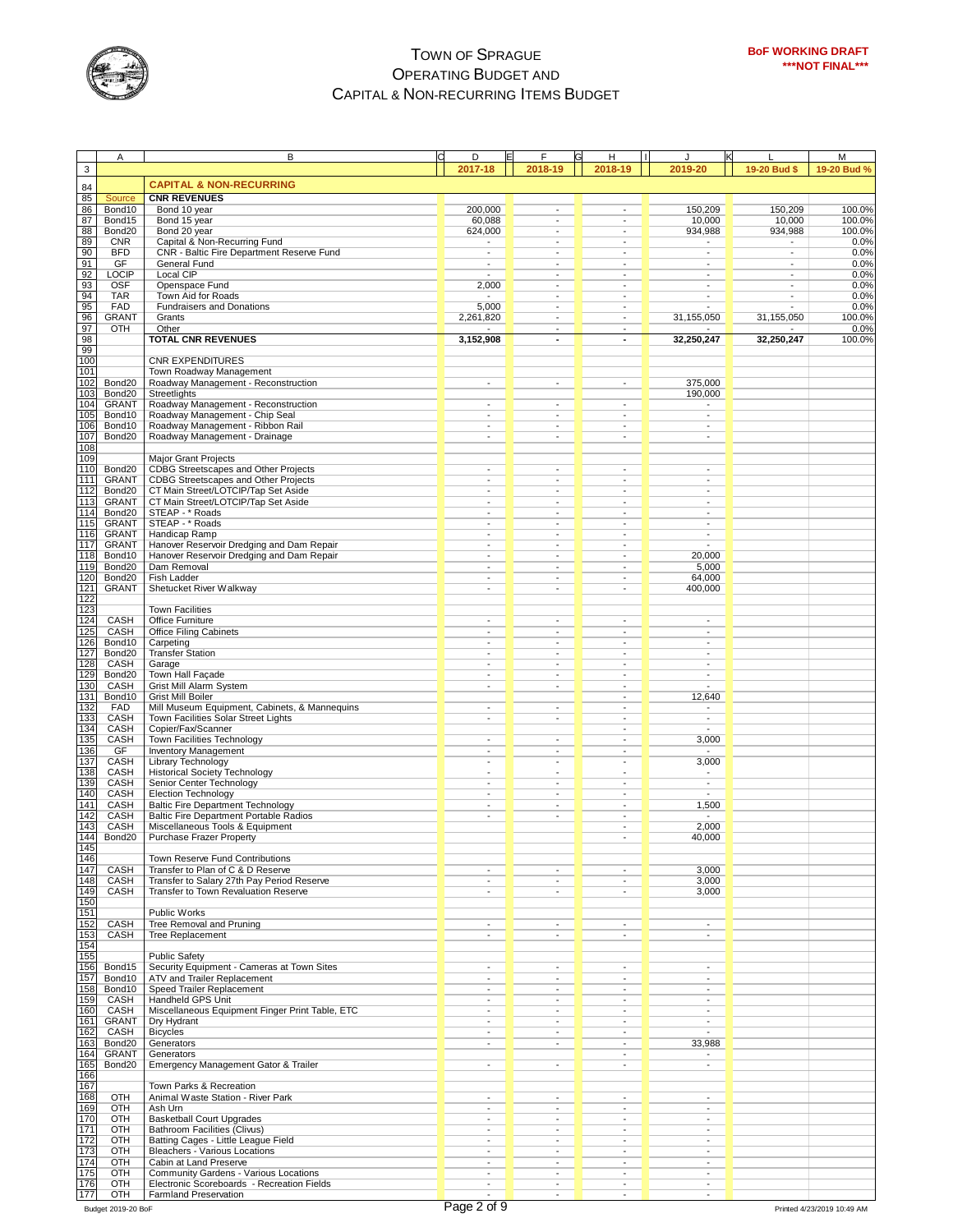# TOWN OF SPRAGUE
## OPERATING BUDGET AND
## CAPITAL & NON-RECURRING ITEMS BUDGET

**BoF WORKING DRAFT**
*****NOT FINAL*****

| | A | B | D | F | H | J | L | M |
|---|---|---|---|---|---|---|---|---|
| 3 | | | 2017-18 | 2018-19 | 2018-19 | 2019-20 | 19-20 Bud $ | 19-20 Bud % |
| 84 | | **CAPITAL & NON-RECURRING** | | | | | | |
| 85 | Source | **CNR REVENUES** | | | | | | |
| 86 | Bond10 | Bond 10 year | 200,000 | - | - | 150,209 | 150,209 | 100.0% |
| 87 | Bond15 | Bond 15 year | 60,088 | - | - | 10,000 | 10,000 | 100.0% |
| 88 | Bond20 | Bond 20 year | 624,000 | - | - | 934,988 | 934,988 | 100.0% |
| 89 | CNR | Capital & Non-Recurring Fund | - | - | - | - | - | 0.0% |
| 90 | BFD | CNR - Baltic Fire Department Reserve Fund | - | - | - | - | - | 0.0% |
| 91 | GF | General Fund | - | - | - | - | - | 0.0% |
| 92 | LOCIP | Local CIP | - | - | - | - | - | 0.0% |
| 93 | OSF | Openspace Fund | 2,000 | - | - | - | - | 0.0% |
| 94 | TAR | Town Aid for Roads | - | - | - | - | - | 0.0% |
| 95 | FAD | Fundraisers and Donations | 5,000 | - | - | - | - | 0.0% |
| 96 | GRANT | Grants | 2,261,820 | - | - | 31,155,050 | 31,155,050 | 100.0% |
| 97 | OTH | Other | - | - | - | - | - | 0.0% |
| 98 | | **TOTAL CNR REVENUES** | **3,152,908** | **-** | **-** | **32,250,247** | **32,250,247** | 100.0% |
| 99 | | | | | | | | |
| 100 | | CNR EXPENDITURES | | | | | | |
| 101 | | Town Roadway Management | | | | | | |
| 102 | Bond20 | Roadway Management - Reconstruction | - | - | - | 375,000 | | |
| 103 | Bond20 | Streetlights | | | | 190,000 | | |
| 104 | GRANT | Roadway Management - Reconstruction | - | - | - | - | | |
| 105 | Bond10 | Roadway Management - Chip Seal | - | - | - | - | | |
| 106 | Bond10 | Roadway Management - Ribbon Rail | - | - | - | - | | |
| 107 | Bond20 | Roadway Management - Drainage | - | - | - | - | | |
| 108 | | | | | | | | |
| 109 | | Major Grant Projects | | | | | | |
| 110 | Bond20 | CDBG Streetscapes and Other Projects | - | - | - | - | | |
| 111 | GRANT | CDBG Streetscapes and Other Projects | - | - | - | - | | |
| 112 | Bond20 | CT Main Street/LOTCIP/Tap Set Aside | - | - | - | - | | |
| 113 | GRANT | CT Main Street/LOTCIP/Tap Set Aside | - | - | - | - | | |
| 114 | Bond20 | STEAP - * Roads | - | - | - | - | | |
| 115 | GRANT | STEAP - * Roads | - | - | - | - | | |
| 116 | GRANT | Handicap Ramp | - | - | - | - | | |
| 117 | GRANT | Hanover Reservoir Dredging and Dam Repair | - | - | - | - | | |
| 118 | Bond10 | Hanover Reservoir Dredging and Dam Repair | - | - | - | 20,000 | | |
| 119 | Bond20 | Dam Removal | - | - | - | 5,000 | | |
| 120 | Bond20 | Fish Ladder | - | - | - | 64,000 | | |
| 121 | GRANT | Shetucket River Walkway | - | - | - | 400,000 | | |
| 122 | | | | | | | | |
| 123 | | Town Facilities | | | | | | |
| 124 | CASH | Office Furniture | - | - | - | - | | |
| 125 | CASH | Office Filing Cabinets | - | - | - | - | | |
| 126 | Bond10 | Carpeting | - | - | - | - | | |
| 127 | Bond20 | Transfer Station | - | - | - | - | | |
| 128 | CASH | Garage | - | - | - | - | | |
| 129 | Bond20 | Town Hall Façade | - | - | - | - | | |
| 130 | CASH | Grist Mill Alarm System | - | - | - | - | | |
| 131 | Bond10 | Grist Mill Boiler | | | - | 12,640 | | |
| 132 | FAD | Mill Museum Equipment, Cabinets, & Mannequins | - | - | - | - | | |
| 133 | CASH | Town Facilities Solar Street Lights | - | - | - | - | | |
| 134 | CASH | Copier/Fax/Scanner | | | - | - | | |
| 135 | CASH | Town Facilities Technology | - | - | - | 3,000 | | |
| 136 | GF | Inventory Management | - | - | - | - | | |
| 137 | CASH | Library Technology | - | - | - | 3,000 | | |
| 138 | CASH | Historical Society Technology | - | - | - | - | | |
| 139 | CASH | Senior Center Technology | - | - | - | - | | |
| 140 | CASH | Election Technology | - | - | - | - | | |
| 141 | CASH | Baltic Fire Department Technology | - | - | - | 1,500 | | |
| 142 | CASH | Baltic Fire Department Portable Radios | - | - | - | - | | |
| 143 | CASH | Miscellaneous Tools & Equipment | | | - | 2,000 | | |
| 144 | Bond20 | Purchase Frazer Property | | | - | 40,000 | | |
| 145 | | | | | | | | |
| 146 | | Town Reserve Fund Contributions | | | | | | |
| 147 | CASH | Transfer to Plan of C & D Reserve | - | - | - | 3,000 | | |
| 148 | CASH | Transfer to Salary 27th Pay Period Reserve | - | - | - | 3,000 | | |
| 149 | CASH | Transfer to Town Revaluation Reserve | - | - | - | 3,000 | | |
| 150 | | | | | | | | |
| 151 | | Public Works | | | | | | |
| 152 | CASH | Tree Removal and Pruning | - | - | - | - | | |
| 153 | CASH | Tree Replacement | - | - | - | - | | |
| 154 | | | | | | | | |
| 155 | | Public Safety | | | | | | |
| 156 | Bond15 | Security Equipment - Cameras at Town Sites | - | - | - | - | | |
| 157 | Bond10 | ATV and Trailer Replacement | - | - | - | - | | |
| 158 | Bond10 | Speed Trailer Replacement | - | - | - | - | | |
| 159 | CASH | Handheld GPS Unit | - | - | - | - | | |
| 160 | CASH | Miscellaneous Equipment Finger Print Table, ETC | - | - | - | - | | |
| 161 | GRANT | Dry Hydrant | - | - | - | - | | |
| 162 | CASH | Bicycles | - | - | - | - | | |
| 163 | Bond20 | Generators | - | - | - | 33,988 | | |
| 164 | GRANT | Generators | | | - | - | | |
| 165 | Bond20 | Emergency Management Gator & Trailer | - | - | - | - | | |
| 166 | | | | | | | | |
| 167 | | Town Parks & Recreation | | | | | | |
| 168 | OTH | Animal Waste Station - River Park | - | - | - | - | | |
| 169 | OTH | Ash Urn | - | - | - | - | | |
| 170 | OTH | Basketball Court Upgrades | - | - | - | - | | |
| 171 | OTH | Bathroom Facilities (Clivus) | - | - | - | - | | |
| 172 | OTH | Batting Cages - Little League Field | - | - | - | - | | |
| 173 | OTH | Bleachers - Various Locations | - | - | - | - | | |
| 174 | OTH | Cabin at Land Preserve | - | - | - | - | | |
| 175 | OTH | Community Gardens - Various Locations | - | - | - | - | | |
| 176 | OTH | Electronic Scoreboards - Recreation Fields | - | - | - | - | | |
| 177 | OTH | Farmland Preservation | - | - | - | - | | |

Budget 2019-20 BoF

Printed 4/23/2019 10:49 AM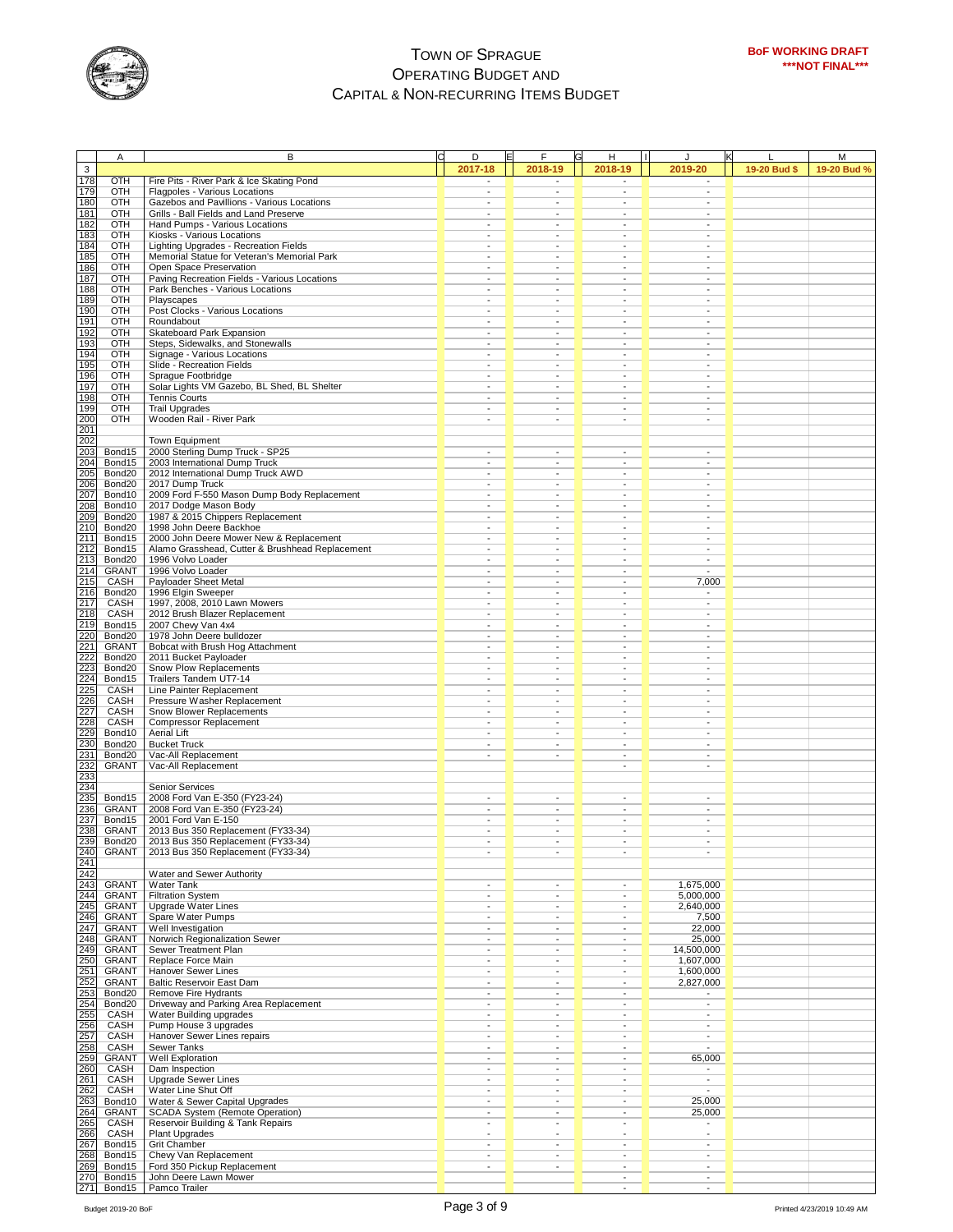# TOWN OF SPRAGUE
## OPERATING BUDGET AND
## CAPITAL & NON-RECURRING ITEMS BUDGET

**BoF WORKING DRAFT**
*****NOT FINAL*****

| | A | B | D | F | H | J | L | M |
|---|---|---|---|---|---|---|---|---|
| 3 | | | 2017-18 | 2018-19 | 2018-19 | 2019-20 | 19-20 Bud $ | 19-20 Bud % |
| 178 | OTH | Fire Pits - River Park & Ice Skating Pond | - | - | - | - | | |
| 179 | OTH | Flagpoles - Various Locations | - | - | - | - | | |
| 180 | OTH | Gazebos and Pavillions - Various Locations | - | - | - | - | | |
| 181 | OTH | Grills - Ball Fields and Land Preserve | - | - | - | - | | |
| 182 | OTH | Hand Pumps - Various Locations | - | - | - | - | | |
| 183 | OTH | Kiosks - Various Locations | - | - | - | - | | |
| 184 | OTH | Lighting Upgrades - Recreation Fields | - | - | - | - | | |
| 185 | OTH | Memorial Statue for Veteran's Memorial Park | - | - | - | - | | |
| 186 | OTH | Open Space Preservation | - | - | - | - | | |
| 187 | OTH | Paving Recreation Fields - Various Locations | - | - | - | - | | |
| 188 | OTH | Park Benches - Various Locations | - | - | - | - | | |
| 189 | OTH | Playscapes | - | - | - | - | | |
| 190 | OTH | Post Clocks - Various Locations | - | - | - | - | | |
| 191 | OTH | Roundabout | - | - | - | - | | |
| 192 | OTH | Skateboard Park Expansion | - | - | - | - | | |
| 193 | OTH | Steps, Sidewalks, and Stonewalls | - | - | - | - | | |
| 194 | OTH | Signage - Various Locations | - | - | - | - | | |
| 195 | OTH | Slide - Recreation Fields | - | - | - | - | | |
| 196 | OTH | Sprague Footbridge | - | - | - | - | | |
| 197 | OTH | Solar Lights VM Gazebo, BL Shed, BL Shelter | - | - | - | - | | |
| 198 | OTH | Tennis Courts | - | - | - | - | | |
| 199 | OTH | Trail Upgrades | - | - | - | - | | |
| 200 | OTH | Wooden Rail - River Park | - | - | - | - | | |
| 201 | | | | | | | | |
| 202 | | Town Equipment | | | | | | |
| 203 | Bond15 | 2000 Sterling Dump Truck - SP25 | - | - | - | - | | |
| 204 | Bond15 | 2003 International Dump Truck | - | - | - | - | | |
| 205 | Bond20 | 2012 International Dump Truck AWD | - | - | - | - | | |
| 206 | Bond20 | 2017 Dump Truck | - | - | - | - | | |
| 207 | Bond10 | 2009 Ford F-550 Mason Dump Body Replacement | - | - | - | - | | |
| 208 | Bond10 | 2017 Dodge Mason Body | - | - | - | - | | |
| 209 | Bond20 | 1987 & 2015 Chippers Replacement | - | - | - | - | | |
| 210 | Bond20 | 1998 John Deere Backhoe | - | - | - | - | | |
| 211 | Bond15 | 2000 John Deere Mower New & Replacement | - | - | - | - | | |
| 212 | Bond15 | Alamo Grasshead, Cutter & Brushhead Replacement | - | - | - | - | | |
| 213 | Bond20 | 1996 Volvo Loader | - | - | - | - | | |
| 214 | GRANT | 1996 Volvo Loader | - | - | - | - | | |
| 215 | CASH | Payloader Sheet Metal | - | - | - | 7,000 | | |
| 216 | Bond20 | 1996 Elgin Sweeper | - | - | - | - | | |
| 217 | CASH | 1997, 2008, 2010 Lawn Mowers | - | - | - | - | | |
| 218 | CASH | 2012 Brush Blazer Replacement | - | - | - | - | | |
| 219 | Bond15 | 2007 Chevy Van 4x4 | - | - | - | - | | |
| 220 | Bond20 | 1978 John Deere bulldozer | - | - | - | - | | |
| 221 | GRANT | Bobcat with Brush Hog Attachment | - | - | - | - | | |
| 222 | Bond20 | 2011 Bucket Payloader | - | - | - | - | | |
| 223 | Bond20 | Snow Plow Replacements | - | - | - | - | | |
| 224 | Bond15 | Trailers Tandem UT7-14 | - | - | - | - | | |
| 225 | CASH | Line Painter Replacement | - | - | - | - | | |
| 226 | CASH | Pressure Washer Replacement | - | - | - | - | | |
| 227 | CASH | Snow Blower Replacements | - | - | - | - | | |
| 228 | CASH | Compressor Replacement | - | - | - | - | | |
| 229 | Bond10 | Aerial Lift | - | - | - | - | | |
| 230 | Bond20 | Bucket Truck | - | - | - | - | | |
| 231 | Bond20 | Vac-All Replacement | - | - | - | - | | |
| 232 | GRANT | Vac-All Replacement | | | - | - | | |
| 233 | | | | | | | | |
| 234 | | Senior Services | | | | | | |
| 235 | Bond15 | 2008 Ford Van E-350 (FY23-24) | - | - | - | - | | |
| 236 | GRANT | 2008 Ford Van E-350 (FY23-24) | - | - | - | - | | |
| 237 | Bond15 | 2001 Ford Van E-150 | - | - | - | - | | |
| 238 | GRANT | 2013 Bus 350 Replacement (FY33-34) | - | - | - | - | | |
| 239 | Bond20 | 2013 Bus 350 Replacement (FY33-34) | - | - | - | - | | |
| 240 | GRANT | 2013 Bus 350 Replacement (FY33-34) | - | - | - | - | | |
| 241 | | | | | | | | |
| 242 | | Water and Sewer Authority | | | | | | |
| 243 | GRANT | Water Tank | - | - | - | 1,675,000 | | |
| 244 | GRANT | Filtration System | - | - | - | 5,000,000 | | |
| 245 | GRANT | Upgrade Water Lines | - | - | - | 2,640,000 | | |
| 246 | GRANT | Spare Water Pumps | - | - | - | 7,500 | | |
| 247 | GRANT | Well Investigation | - | - | - | 22,000 | | |
| 248 | GRANT | Norwich Regionalization Sewer | - | - | - | 25,000 | | |
| 249 | GRANT | Sewer Treatment Plan | - | - | - | 14,500,000 | | |
| 250 | GRANT | Replace Force Main | - | - | - | 1,607,000 | | |
| 251 | GRANT | Hanover Sewer Lines | - | - | - | 1,600,000 | | |
| 252 | GRANT | Baltic Reservoir East Dam | - | - | - | 2,827,000 | | |
| 253 | Bond20 | Remove Fire Hydrants | - | - | - | - | | |
| 254 | Bond20 | Driveway and Parking Area Replacement | - | - | - | - | | |
| 255 | CASH | Water Building upgrades | - | - | - | - | | |
| 256 | CASH | Pump House 3 upgrades | - | - | - | - | | |
| 257 | CASH | Hanover Sewer Lines repairs | - | - | - | - | | |
| 258 | CASH | Sewer Tanks | - | - | - | - | | |
| 259 | GRANT | Well Exploration | - | - | - | 65,000 | | |
| 260 | CASH | Dam Inspection | - | - | - | - | | |
| 261 | CASH | Upgrade Sewer Lines | - | - | - | - | | |
| 262 | CASH | Water Line Shut Off | - | - | - | - | | |
| 263 | Bond10 | Water & Sewer Capital Upgrades | - | - | - | 25,000 | | |
| 264 | GRANT | SCADA System (Remote Operation) | - | - | - | 25,000 | | |
| 265 | CASH | Reservoir Building & Tank Repairs | - | - | - | - | | |
| 266 | CASH | Plant Upgrades | - | - | - | - | | |
| 267 | Bond15 | Grit Chamber | - | - | - | - | | |
| 268 | Bond15 | Chevy Van Replacement | - | - | - | - | | |
| 269 | Bond15 | Ford 350 Pickup Replacement | - | - | - | - | | |
| 270 | Bond15 | John Deere Lawn Mower | | | - | - | | |
| 271 | Bond15 | Pamco Trailer | | | - | - | | |

Budget 2019-20 BoF

Printed 4/23/2019 10:49 AM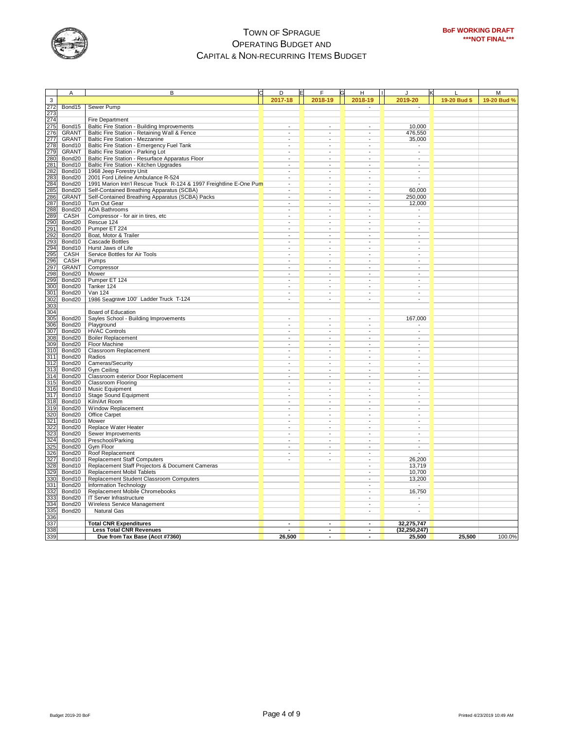# TOWN OF SPRAGUE
## OPERATING BUDGET AND CAPITAL & NON-RECURRING ITEMS BUDGET

**BoF WORKING DRAFT**
*****NOT FINAL*****

| | A | B | D | F | H | J | L | M |
|---|---|---|---|---|---|---|---|---|
| 3 | | | 2017-18 | 2018-19 | 2018-19 | 2019-20 | 19-20 Bud $ | 19-20 Bud % |
| 272 | Bond15 | Sewer Pump | | | - | - | | |
| 273 | | | | | | | | |
| 274 | | Fire Department | | | | | | |
| 275 | Bond15 | Baltic Fire Station - Building Improvements | - | - | - | 10,000 | | |
| 276 | GRANT | Baltic Fire Station - Retaining Wall & Fence | - | - | - | 476,550 | | |
| 277 | GRANT | Baltic Fire Station - Mezzanine | - | - | - | 35,000 | | |
| 278 | Bond10 | Baltic Fire Station - Emergency Fuel Tank | - | - | - | - | | |
| 279 | GRANT | Baltic Fire Station - Parking Lot | - | - | - | - | | |
| 280 | Bond20 | Baltic Fire Station - Resurface Apparatus Floor | - | - | - | - | | |
| 281 | Bond10 | Baltic Fire Station - Kitchen Upgrades | - | - | - | - | | |
| 282 | Bond10 | 1968 Jeep Forestry Unit | - | - | - | - | | |
| 283 | Bond20 | 2001 Ford Lifeline Ambulance R-524 | - | - | - | - | | |
| 284 | Bond20 | 1991 Marion Intn'l Rescue Truck R-124 & 1997 Freightline E-One Pum | - | - | - | - | | |
| 285 | Bond20 | Self-Contained Breathing Apparatus (SCBA) | - | - | - | 60,000 | | |
| 286 | GRANT | Self-Contained Breathing Apparatus (SCBA) Packs | - | - | - | 250,000 | | |
| 287 | Bond10 | Turn Out Gear | - | - | - | 12,000 | | |
| 288 | Bond20 | ADA Bathrooms | - | - | - | - | | |
| 289 | CASH | Compressor - for air in tires, etc | - | - | - | - | | |
| 290 | Bond20 | Rescue 124 | - | - | - | - | | |
| 291 | Bond20 | Pumper ET 224 | - | - | - | - | | |
| 292 | Bond20 | Boat, Motor & Trailer | - | - | - | - | | |
| 293 | Bond10 | Cascade Bottles | - | - | - | - | | |
| 294 | Bond10 | Hurst Jaws of Life | - | - | - | - | | |
| 295 | CASH | Service Bottles for Air Tools | - | - | - | - | | |
| 296 | CASH | Pumps | - | - | - | - | | |
| 297 | GRANT | Compressor | - | - | - | - | | |
| 298 | Bond20 | Mower | - | - | - | - | | |
| 299 | Bond20 | Pumper ET 124 | - | - | - | - | | |
| 300 | Bond20 | Tanker 124 | - | - | - | - | | |
| 301 | Bond20 | Van 124 | - | - | - | - | | |
| 302 | Bond20 | 1986 Seagrave 100' Ladder Truck T-124 | - | - | - | - | | |
| 303 | | | | | | | | |
| 304 | | Board of Education | | | | | | |
| 305 | Bond20 | Sayles School - Building Improvements | - | - | - | 167,000 | | |
| 306 | Bond20 | Playground | - | - | - | - | | |
| 307 | Bond20 | HVAC Controls | - | - | - | - | | |
| 308 | Bond20 | Boiler Replacement | - | - | - | - | | |
| 309 | Bond20 | Floor Machine | - | - | - | - | | |
| 310 | Bond20 | Classroom Replacement | - | - | - | - | | |
| 311 | Bond20 | Radios | - | - | - | - | | |
| 312 | Bond20 | Cameras/Security | - | - | - | - | | |
| 313 | Bond20 | Gym Ceiling | - | - | - | - | | |
| 314 | Bond20 | Classroom exterior Door Replacement | - | - | - | - | | |
| 315 | Bond20 | Classroom Flooring | - | - | - | - | | |
| 316 | Bond10 | Music Equipment | - | - | - | - | | |
| 317 | Bond10 | Stage Sound Equipment | - | - | - | - | | |
| 318 | Bond10 | Kiln/Art Room | - | - | - | - | | |
| 319 | Bond20 | Window Replacement | - | - | - | - | | |
| 320 | Bond20 | Office Carpet | - | - | - | - | | |
| 321 | Bond10 | Mower | - | - | - | - | | |
| 322 | Bond20 | Replace Water Heater | - | - | - | - | | |
| 323 | Bond20 | Sewer Improvements | - | - | - | - | | |
| 324 | Bond20 | Preschool/Parking | - | - | - | - | | |
| 325 | Bond20 | Gym Floor | - | - | - | - | | |
| 326 | Bond20 | Roof Replacement | - | - | - | - | | |
| 327 | Bond10 | Replacement Staff Computers | - | - | - | 26,200 | | |
| 328 | Bond10 | Replacement Staff Projectors & Document Cameras | | | - | 13,719 | | |
| 329 | Bond10 | Replacement Mobil Tablets | | | - | 10,700 | | |
| 330 | Bond10 | Replacement Student Classroom Computers | | | - | 13,200 | | |
| 331 | Bond20 | Information Technology | | | - | - | | |
| 332 | Bond10 | Replacement Mobile Chromebooks | | | - | 16,750 | | |
| 333 | Bond20 | IT Server Infrastructure | | | - | - | | |
| 334 | Bond20 | Wireless Service Management | | | - | - | | |
| 335 | Bond20 | Natural Gas | | | - | - | | |
| 336 | | | | | | | | |
| 337 | | **Total CNR Expenditures** | - | - | - | **32,275,747** | | |
| 338 | | **Less Total CNR Revenues** | - | - | - | **(32,250,247)** | | |
| 339 | | **Due from Tax Base (Acct #7360)** | **26,500** | - | - | **25,500** | **25,500** | 100.0% |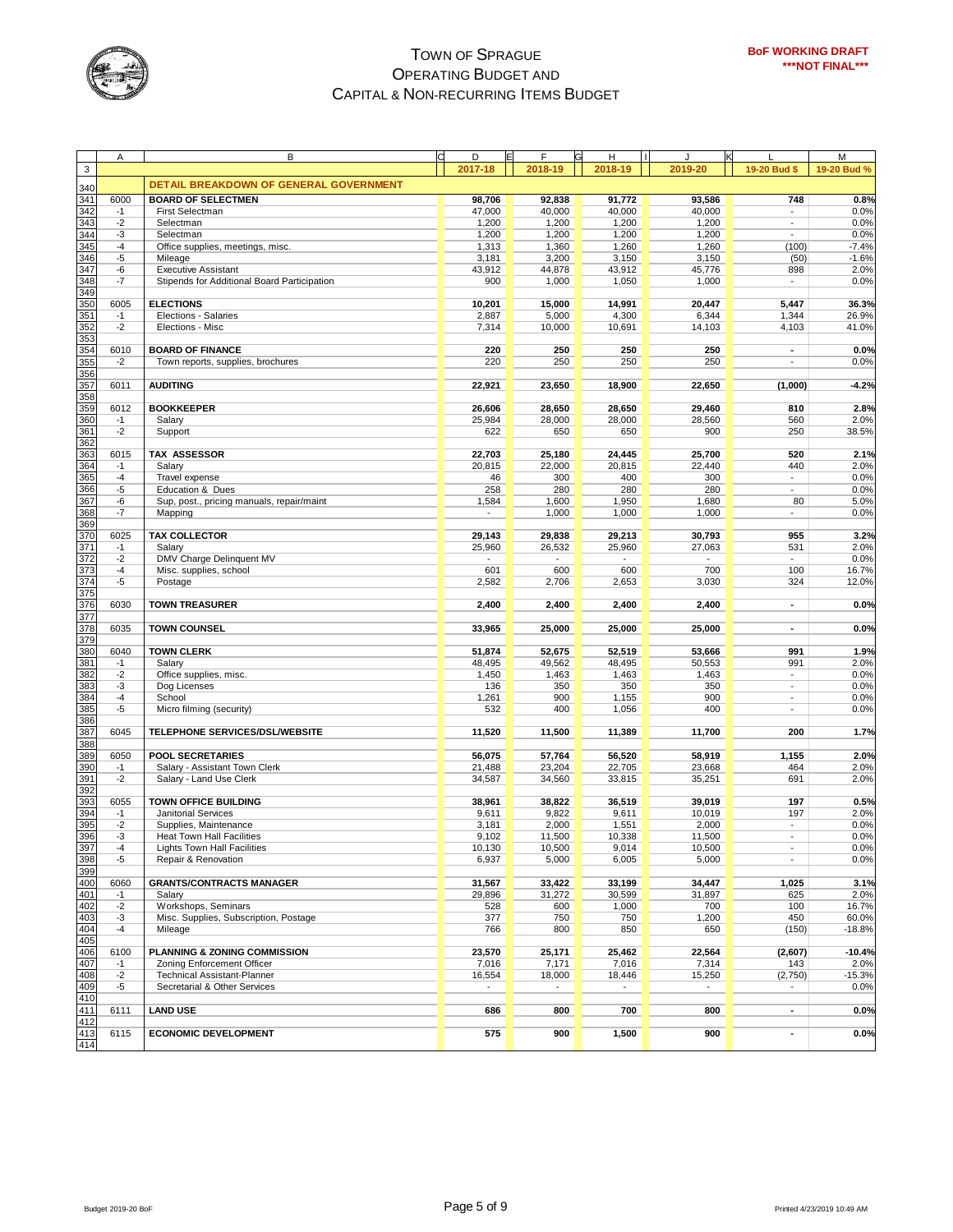# TOWN OF SPRAGUE
## OPERATING BUDGET AND CAPITAL & NON-RECURRING ITEMS BUDGET

**BoF WORKING DRAFT**
*****NOT FINAL*****

| | A | B | D | F | H | J | L | M |
|---|---|---|---|---|---|---|---|---|
| 3 | | | 2017-18 | 2018-19 | 2018-19 | 2019-20 | 19-20 Bud $ | 19-20 Bud % |
| 340 | | **DETAIL BREAKDOWN OF GENERAL GOVERNMENT** | | | | | | |
| 341 | 6000 | **BOARD OF SELECTMEN** | **98,706** | **92,838** | **91,772** | **93,586** | **748** | **0.8%** |
| 342 | -1 | First Selectman | 47,000 | 40,000 | 40,000 | 40,000 | - | 0.0% |
| 343 | -2 | Selectman | 1,200 | 1,200 | 1,200 | 1,200 | - | 0.0% |
| 344 | -3 | Selectman | 1,200 | 1,200 | 1,200 | 1,200 | - | 0.0% |
| 345 | -4 | Office supplies, meetings, misc. | 1,313 | 1,360 | 1,260 | 1,260 | (100) | -7.4% |
| 346 | -5 | Mileage | 3,181 | 3,200 | 3,150 | 3,150 | (50) | -1.6% |
| 347 | -6 | Executive Assistant | 43,912 | 44,878 | 43,912 | 45,776 | 898 | 2.0% |
| 348 | -7 | Stipends for Additional Board Participation | 900 | 1,000 | 1,050 | 1,000 | - | 0.0% |
| 349 | | | | | | | | |
| 350 | 6005 | **ELECTIONS** | **10,201** | **15,000** | **14,991** | **20,447** | **5,447** | **36.3%** |
| 351 | -1 | Elections - Salaries | 2,887 | 5,000 | 4,300 | 6,344 | 1,344 | 26.9% |
| 352 | -2 | Elections - Misc | 7,314 | 10,000 | 10,691 | 14,103 | 4,103 | 41.0% |
| 353 | | | | | | | | |
| 354 | 6010 | **BOARD OF FINANCE** | **220** | **250** | **250** | **250** | **-** | **0.0%** |
| 355 | -2 | Town reports, supplies, brochures | 220 | 250 | 250 | 250 | - | 0.0% |
| 356 | | | | | | | | |
| 357 | 6011 | **AUDITING** | **22,921** | **23,650** | **18,900** | **22,650** | **(1,000)** | **-4.2%** |
| 358 | | | | | | | | |
| 359 | 6012 | **BOOKKEEPER** | **26,606** | **28,650** | **28,650** | **29,460** | **810** | **2.8%** |
| 360 | -1 | Salary | 25,984 | 28,000 | 28,000 | 28,560 | 560 | 2.0% |
| 361 | -2 | Support | 622 | 650 | 650 | 900 | 250 | 38.5% |
| 362 | | | | | | | | |
| 363 | 6015 | **TAX ASSESSOR** | **22,703** | **25,180** | **24,445** | **25,700** | **520** | **2.1%** |
| 364 | -1 | Salary | 20,815 | 22,000 | 20,815 | 22,440 | 440 | 2.0% |
| 365 | -4 | Travel expense | 46 | 300 | 400 | 300 | - | 0.0% |
| 366 | -5 | Education & Dues | 258 | 280 | 280 | 280 | - | 0.0% |
| 367 | -6 | Sup, post., pricing manuals, repair/maint | 1,584 | 1,600 | 1,950 | 1,680 | 80 | 5.0% |
| 368 | -7 | Mapping | - | 1,000 | 1,000 | 1,000 | - | 0.0% |
| 369 | | | | | | | | |
| 370 | 6025 | **TAX COLLECTOR** | **29,143** | **29,838** | **29,213** | **30,793** | **955** | **3.2%** |
| 371 | -1 | Salary | 25,960 | 26,532 | 25,960 | 27,063 | 531 | 2.0% |
| 372 | -2 | DMV Charge Delinquent MV | - | - | - | - | - | 0.0% |
| 373 | -4 | Misc. supplies, school | 601 | 600 | 600 | 700 | 100 | 16.7% |
| 374 | -5 | Postage | 2,582 | 2,706 | 2,653 | 3,030 | 324 | 12.0% |
| 375 | | | | | | | | |
| 376 | 6030 | **TOWN TREASURER** | **2,400** | **2,400** | **2,400** | **2,400** | **-** | **0.0%** |
| 377 | | | | | | | | |
| 378 | 6035 | **TOWN COUNSEL** | **33,965** | **25,000** | **25,000** | **25,000** | **-** | **0.0%** |
| 379 | | | | | | | | |
| 380 | 6040 | **TOWN CLERK** | **51,874** | **52,675** | **52,519** | **53,666** | **991** | **1.9%** |
| 381 | -1 | Salary | 48,495 | 49,562 | 48,495 | 50,553 | 991 | 2.0% |
| 382 | -2 | Office supplies, misc. | 1,450 | 1,463 | 1,463 | 1,463 | - | 0.0% |
| 383 | -3 | Dog Licenses | 136 | 350 | 350 | 350 | - | 0.0% |
| 384 | -4 | School | 1,261 | 900 | 1,155 | 900 | - | 0.0% |
| 385 | -5 | Micro filming (security) | 532 | 400 | 1,056 | 400 | - | 0.0% |
| 386 | | | | | | | | |
| 387 | 6045 | **TELEPHONE SERVICES/DSL/WEBSITE** | **11,520** | **11,500** | **11,389** | **11,700** | **200** | **1.7%** |
| 388 | | | | | | | | |
| 389 | 6050 | **POOL SECRETARIES** | **56,075** | **57,764** | **56,520** | **58,919** | **1,155** | **2.0%** |
| 390 | -1 | Salary - Assistant Town Clerk | 21,488 | 23,204 | 22,705 | 23,668 | 464 | 2.0% |
| 391 | -2 | Salary - Land Use Clerk | 34,587 | 34,560 | 33,815 | 35,251 | 691 | 2.0% |
| 392 | | | | | | | | |
| 393 | 6055 | **TOWN OFFICE BUILDING** | **38,961** | **38,822** | **36,519** | **39,019** | **197** | **0.5%** |
| 394 | -1 | Janitorial Services | 9,611 | 9,822 | 9,611 | 10,019 | 197 | 2.0% |
| 395 | -2 | Supplies, Maintenance | 3,181 | 2,000 | 1,551 | 2,000 | - | 0.0% |
| 396 | -3 | Heat Town Hall Facilities | 9,102 | 11,500 | 10,338 | 11,500 | - | 0.0% |
| 397 | -4 | Lights Town Hall Facilities | 10,130 | 10,500 | 9,014 | 10,500 | - | 0.0% |
| 398 | -5 | Repair & Renovation | 6,937 | 5,000 | 6,005 | 5,000 | - | 0.0% |
| 399 | | | | | | | | |
| 400 | 6060 | **GRANTS/CONTRACTS MANAGER** | **31,567** | **33,422** | **33,199** | **34,447** | **1,025** | **3.1%** |
| 401 | -1 | Salary | 29,896 | 31,272 | 30,599 | 31,897 | 625 | 2.0% |
| 402 | -2 | Workshops, Seminars | 528 | 600 | 1,000 | 700 | 100 | 16.7% |
| 403 | -3 | Misc. Supplies, Subscription, Postage | 377 | 750 | 750 | 1,200 | 450 | 60.0% |
| 404 | -4 | Mileage | 766 | 800 | 850 | 650 | (150) | -18.8% |
| 405 | | | | | | | | |
| 406 | 6100 | **PLANNING & ZONING COMMISSION** | **23,570** | **25,171** | **25,462** | **22,564** | **(2,607)** | **-10.4%** |
| 407 | -1 | Zoning Enforcement Officer | 7,016 | 7,171 | 7,016 | 7,314 | 143 | 2.0% |
| 408 | -2 | Technical Assistant-Planner | 16,554 | 18,000 | 18,446 | 15,250 | (2,750) | -15.3% |
| 409 | -5 | Secretarial & Other Services | - | - | - | - | - | 0.0% |
| 410 | | | | | | | | |
| 411 | 6111 | **LAND USE** | **686** | **800** | **700** | **800** | **-** | **0.0%** |
| 412 | | | | | | | | |
| 413 | 6115 | **ECONOMIC DEVELOPMENT** | **575** | **900** | **1,500** | **900** | **-** | **0.0%** |
| 414 | | | | | | | | |

Budget 2019-20 BoF — Printed 4/23/2019 10:49 AM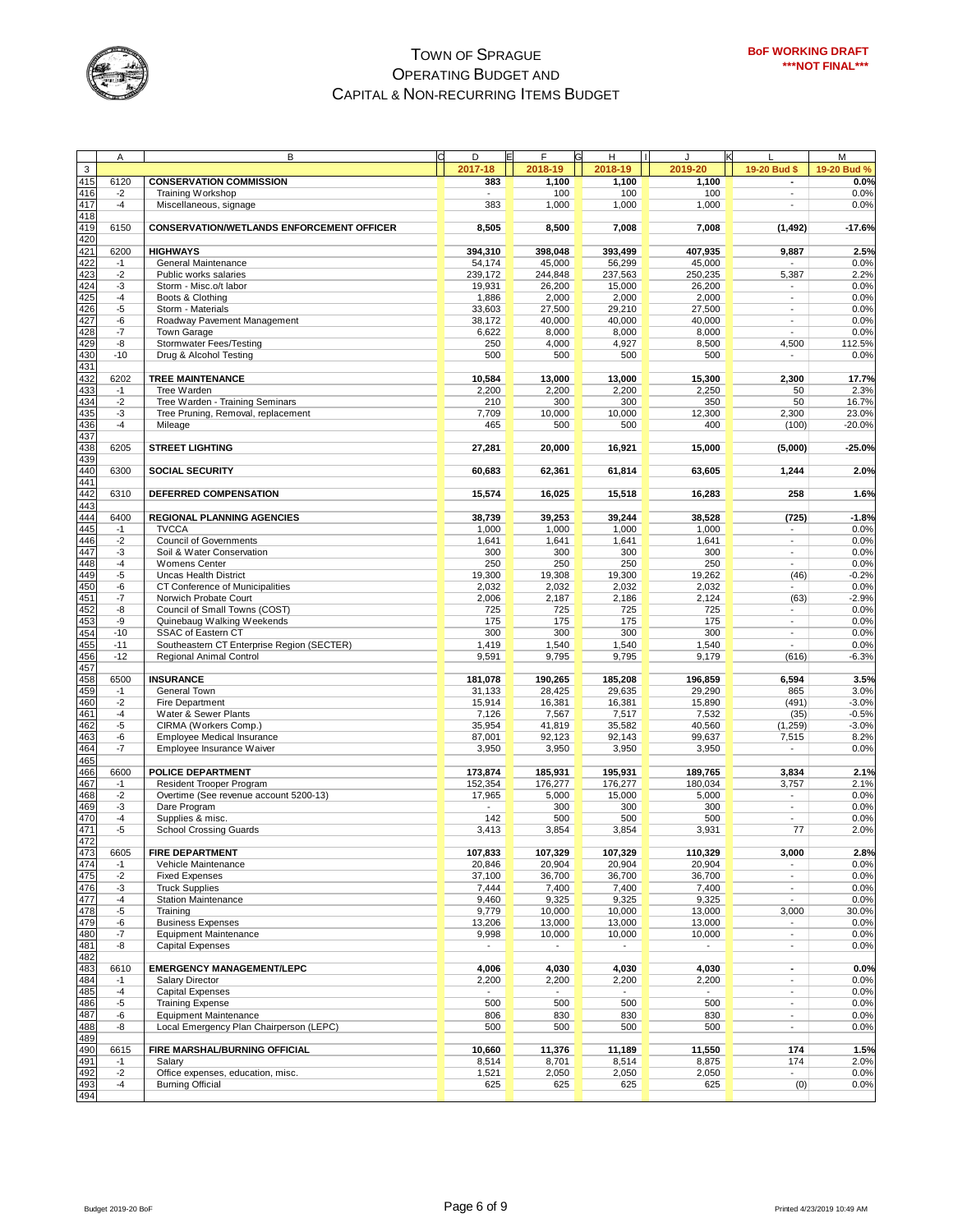# TOWN OF SPRAGUE
## OPERATING BUDGET AND CAPITAL & NON-RECURRING ITEMS BUDGET

**BoF WORKING DRAFT**
*****NOT FINAL*****

| | A | B | D | F | H | J | L | M |
|---|---|---|---|---|---|---|---|---|
| 3 | | | 2017-18 | 2018-19 | 2018-19 | 2019-20 | 19-20 Bud $ | 19-20 Bud % |
| 415 | 6120 | **CONSERVATION COMMISSION** | 383 | 1,100 | 1,100 | 1,100 | - | 0.0% |
| 416 | -2 | Training Workshop | - | 100 | 100 | 100 | - | 0.0% |
| 417 | -4 | Miscellaneous, signage | 383 | 1,000 | 1,000 | 1,000 | - | 0.0% |
| 418 | | | | | | | | |
| 419 | 6150 | **CONSERVATION/WETLANDS ENFORCEMENT OFFICER** | 8,505 | 8,500 | 7,008 | 7,008 | (1,492) | -17.6% |
| 420 | | | | | | | | |
| 421 | 6200 | **HIGHWAYS** | 394,310 | 398,048 | 393,499 | 407,935 | 9,887 | 2.5% |
| 422 | -1 | General Maintenance | 54,174 | 45,000 | 56,299 | 45,000 | - | 0.0% |
| 423 | -2 | Public works salaries | 239,172 | 244,848 | 237,563 | 250,235 | 5,387 | 2.2% |
| 424 | -3 | Storm - Misc.o/t labor | 19,931 | 26,200 | 15,000 | 26,200 | - | 0.0% |
| 425 | -4 | Boots & Clothing | 1,886 | 2,000 | 2,000 | 2,000 | - | 0.0% |
| 426 | -5 | Storm - Materials | 33,603 | 27,500 | 29,210 | 27,500 | - | 0.0% |
| 427 | -6 | Roadway Pavement Management | 38,172 | 40,000 | 40,000 | 40,000 | - | 0.0% |
| 428 | -7 | Town Garage | 6,622 | 8,000 | 8,000 | 8,000 | - | 0.0% |
| 429 | -8 | Stormwater Fees/Testing | 250 | 4,000 | 4,927 | 8,500 | 4,500 | 112.5% |
| 430 | -10 | Drug & Alcohol Testing | 500 | 500 | 500 | 500 | - | 0.0% |
| 431 | | | | | | | | |
| 432 | 6202 | **TREE MAINTENANCE** | 10,584 | 13,000 | 13,000 | 15,300 | 2,300 | 17.7% |
| 433 | -1 | Tree Warden | 2,200 | 2,200 | 2,200 | 2,250 | 50 | 2.3% |
| 434 | -2 | Tree Warden - Training Seminars | 210 | 300 | 300 | 350 | 50 | 16.7% |
| 435 | -3 | Tree Pruning, Removal, replacement | 7,709 | 10,000 | 10,000 | 12,300 | 2,300 | 23.0% |
| 436 | -4 | Mileage | 465 | 500 | 500 | 400 | (100) | -20.0% |
| 437 | | | | | | | | |
| 438 | 6205 | **STREET LIGHTING** | 27,281 | 20,000 | 16,921 | 15,000 | (5,000) | -25.0% |
| 439 | | | | | | | | |
| 440 | 6300 | **SOCIAL SECURITY** | 60,683 | 62,361 | 61,814 | 63,605 | 1,244 | 2.0% |
| 441 | | | | | | | | |
| 442 | 6310 | **DEFERRED COMPENSATION** | 15,574 | 16,025 | 15,518 | 16,283 | 258 | 1.6% |
| 443 | | | | | | | | |
| 444 | 6400 | **REGIONAL PLANNING AGENCIES** | 38,739 | 39,253 | 39,244 | 38,528 | (725) | -1.8% |
| 445 | -1 | TVCCA | 1,000 | 1,000 | 1,000 | 1,000 | - | 0.0% |
| 446 | -2 | Council of Governments | 1,641 | 1,641 | 1,641 | 1,641 | - | 0.0% |
| 447 | -3 | Soil & Water Conservation | 300 | 300 | 300 | 300 | - | 0.0% |
| 448 | -4 | Womens Center | 250 | 250 | 250 | 250 | - | 0.0% |
| 449 | -5 | Uncas Health District | 19,300 | 19,308 | 19,300 | 19,262 | (46) | -0.2% |
| 450 | -6 | CT Conference of Municipalities | 2,032 | 2,032 | 2,032 | 2,032 | - | 0.0% |
| 451 | -7 | Norwich Probate Court | 2,006 | 2,187 | 2,186 | 2,124 | (63) | -2.9% |
| 452 | -8 | Council of Small Towns (COST) | 725 | 725 | 725 | 725 | - | 0.0% |
| 453 | -9 | Quinebaug Walking Weekends | 175 | 175 | 175 | 175 | - | 0.0% |
| 454 | -10 | SSAC of Eastern CT | 300 | 300 | 300 | 300 | - | 0.0% |
| 455 | -11 | Southeastern CT Enterprise Region (SECTER) | 1,419 | 1,540 | 1,540 | 1,540 | - | 0.0% |
| 456 | -12 | Regional Animal Control | 9,591 | 9,795 | 9,795 | 9,179 | (616) | -6.3% |
| 457 | | | | | | | | |
| 458 | 6500 | **INSURANCE** | 181,078 | 190,265 | 185,208 | 196,859 | 6,594 | 3.5% |
| 459 | -1 | General Town | 31,133 | 28,425 | 29,635 | 29,290 | 865 | 3.0% |
| 460 | -2 | Fire Department | 15,914 | 16,381 | 16,381 | 15,890 | (491) | -3.0% |
| 461 | -4 | Water & Sewer Plants | 7,126 | 7,567 | 7,517 | 7,532 | (35) | -0.5% |
| 462 | -5 | CIRMA (Workers Comp.) | 35,954 | 41,819 | 35,582 | 40,560 | (1,259) | -3.0% |
| 463 | -6 | Employee Medical Insurance | 87,001 | 92,123 | 92,143 | 99,637 | 7,515 | 8.2% |
| 464 | -7 | Employee Insurance Waiver | 3,950 | 3,950 | 3,950 | 3,950 | - | 0.0% |
| 465 | | | | | | | | |
| 466 | 6600 | **POLICE DEPARTMENT** | 173,874 | 185,931 | 195,931 | 189,765 | 3,834 | 2.1% |
| 467 | -1 | Resident Trooper Program | 152,354 | 176,277 | 176,277 | 180,034 | 3,757 | 2.1% |
| 468 | -2 | Overtime (See revenue account 5200-13) | 17,965 | 5,000 | 15,000 | 5,000 | - | 0.0% |
| 469 | -3 | Dare Program | - | 300 | 300 | 300 | - | 0.0% |
| 470 | -4 | Supplies & misc. | 142 | 500 | 500 | 500 | - | 0.0% |
| 471 | -5 | School Crossing Guards | 3,413 | 3,854 | 3,854 | 3,931 | 77 | 2.0% |
| 472 | | | | | | | | |
| 473 | 6605 | **FIRE DEPARTMENT** | 107,833 | 107,329 | 107,329 | 110,329 | 3,000 | 2.8% |
| 474 | -1 | Vehicle Maintenance | 20,846 | 20,904 | 20,904 | 20,904 | - | 0.0% |
| 475 | -2 | Fixed Expenses | 37,100 | 36,700 | 36,700 | 36,700 | - | 0.0% |
| 476 | -3 | Truck Supplies | 7,444 | 7,400 | 7,400 | 7,400 | - | 0.0% |
| 477 | -4 | Station Maintenance | 9,460 | 9,325 | 9,325 | 9,325 | - | 0.0% |
| 478 | -5 | Training | 9,779 | 10,000 | 10,000 | 13,000 | 3,000 | 30.0% |
| 479 | -6 | Business Expenses | 13,206 | 13,000 | 13,000 | 13,000 | - | 0.0% |
| 480 | -7 | Equipment Maintenance | 9,998 | 10,000 | 10,000 | 10,000 | - | 0.0% |
| 481 | -8 | Capital Expenses | - | - | - | - | - | 0.0% |
| 482 | | | | | | | | |
| 483 | 6610 | **EMERGENCY MANAGEMENT/LEPC** | 4,006 | 4,030 | 4,030 | 4,030 | - | 0.0% |
| 484 | -1 | Salary Director | 2,200 | 2,200 | 2,200 | 2,200 | - | 0.0% |
| 485 | -4 | Capital Expenses | - | - | - | - | - | 0.0% |
| 486 | -5 | Training Expense | 500 | 500 | 500 | 500 | - | 0.0% |
| 487 | -6 | Equipment Maintenance | 806 | 830 | 830 | 830 | - | 0.0% |
| 488 | -8 | Local Emergency Plan Chairperson (LEPC) | 500 | 500 | 500 | 500 | - | 0.0% |
| 489 | | | | | | | | |
| 490 | 6615 | **FIRE MARSHAL/BURNING OFFICIAL** | 10,660 | 11,376 | 11,189 | 11,550 | 174 | 1.5% |
| 491 | -1 | Salary | 8,514 | 8,701 | 8,514 | 8,875 | 174 | 2.0% |
| 492 | -2 | Office expenses, education, misc. | 1,521 | 2,050 | 2,050 | 2,050 | - | 0.0% |
| 493 | -4 | Burning Official | 625 | 625 | 625 | 625 | (0) | 0.0% |
| 494 | | | | | | | | |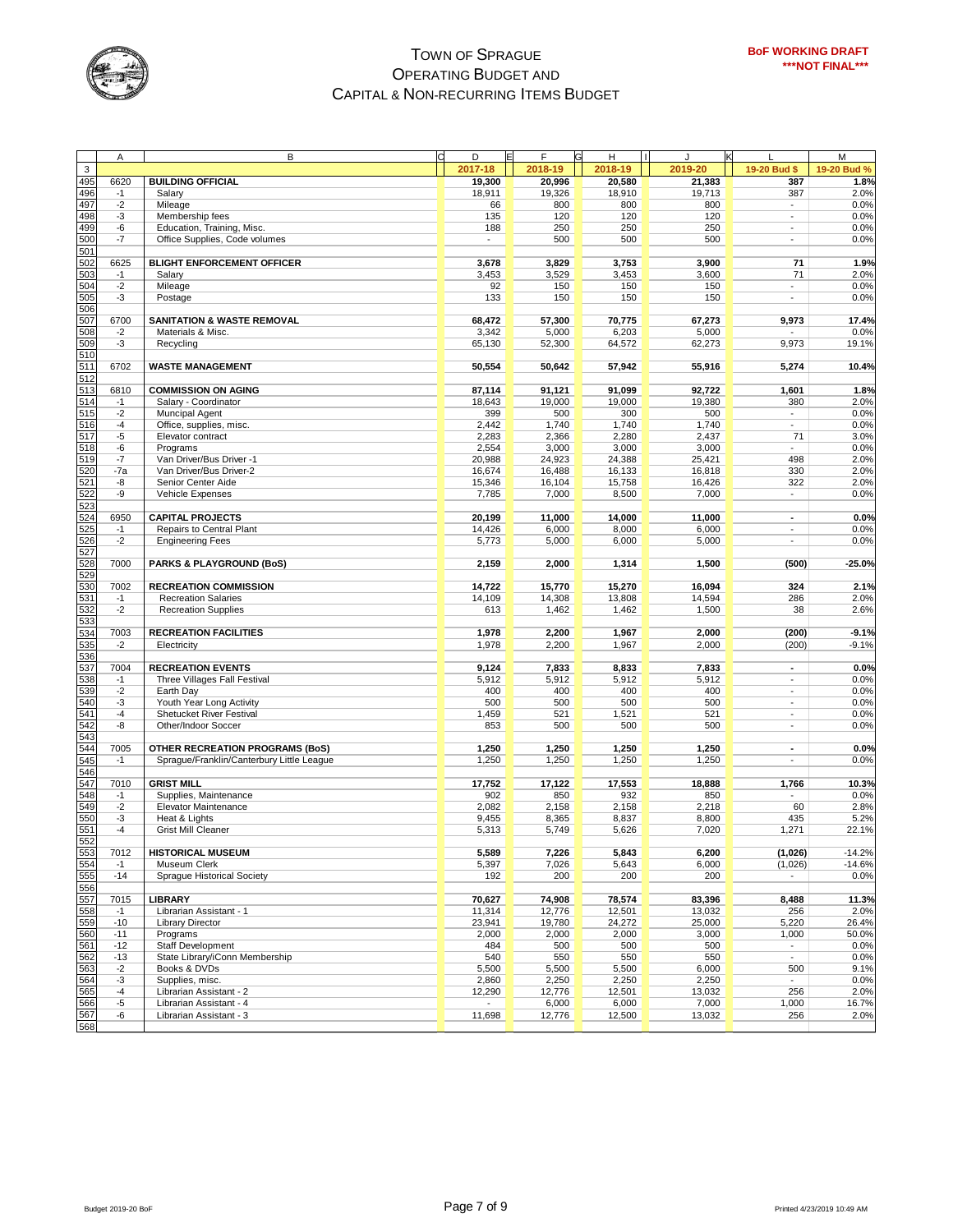# TOWN OF SPRAGUE
## OPERATING BUDGET AND CAPITAL & NON-RECURRING ITEMS BUDGET

**BoF WORKING DRAFT**
*****NOT FINAL*****

| | A | B | D | F | H | J | L | M |
|---|---|---|---|---|---|---|---|---|
| 3 | | | 2017-18 | 2018-19 | 2018-19 | 2019-20 | 19-20 Bud $ | 19-20 Bud % |
| 495 | 6620 | **BUILDING OFFICIAL** | **19,300** | **20,996** | **20,580** | **21,383** | **387** | **1.8%** |
| 496 | -1 | Salary | 18,911 | 19,326 | 18,910 | 19,713 | 387 | 2.0% |
| 497 | -2 | Mileage | 66 | 800 | 800 | 800 | - | 0.0% |
| 498 | -3 | Membership fees | 135 | 120 | 120 | 120 | - | 0.0% |
| 499 | -6 | Education, Training, Misc. | 188 | 250 | 250 | 250 | - | 0.0% |
| 500 | -7 | Office Supplies, Code volumes | - | 500 | 500 | 500 | - | 0.0% |
| 501 | | | | | | | | |
| 502 | 6625 | **BLIGHT ENFORCEMENT OFFICER** | **3,678** | **3,829** | **3,753** | **3,900** | **71** | **1.9%** |
| 503 | -1 | Salary | 3,453 | 3,529 | 3,453 | 3,600 | 71 | 2.0% |
| 504 | -2 | Mileage | 92 | 150 | 150 | 150 | - | 0.0% |
| 505 | -3 | Postage | 133 | 150 | 150 | 150 | - | 0.0% |
| 506 | | | | | | | | |
| 507 | 6700 | **SANITATION & WASTE REMOVAL** | **68,472** | **57,300** | **70,775** | **67,273** | **9,973** | **17.4%** |
| 508 | -2 | Materials & Misc. | 3,342 | 5,000 | 6,203 | 5,000 | - | 0.0% |
| 509 | -3 | Recycling | 65,130 | 52,300 | 64,572 | 62,273 | 9,973 | 19.1% |
| 510 | | | | | | | | |
| 511 | 6702 | **WASTE MANAGEMENT** | **50,554** | **50,642** | **57,942** | **55,916** | **5,274** | **10.4%** |
| 512 | | | | | | | | |
| 513 | 6810 | **COMMISSION ON AGING** | **87,114** | **91,121** | **91,099** | **92,722** | **1,601** | **1.8%** |
| 514 | -1 | Salary - Coordinator | 18,643 | 19,000 | 19,000 | 19,380 | 380 | 2.0% |
| 515 | -2 | Muncipal Agent | 399 | 500 | 300 | 500 | - | 0.0% |
| 516 | -4 | Office, supplies, misc. | 2,442 | 1,740 | 1,740 | 1,740 | - | 0.0% |
| 517 | -5 | Elevator contract | 2,283 | 2,366 | 2,280 | 2,437 | 71 | 3.0% |
| 518 | -6 | Programs | 2,554 | 3,000 | 3,000 | 3,000 | - | 0.0% |
| 519 | -7 | Van Driver/Bus Driver -1 | 20,988 | 24,923 | 24,388 | 25,421 | 498 | 2.0% |
| 520 | -7a | Van Driver/Bus Driver-2 | 16,674 | 16,488 | 16,133 | 16,818 | 330 | 2.0% |
| 521 | -8 | Senior Center Aide | 15,346 | 16,104 | 15,758 | 16,426 | 322 | 2.0% |
| 522 | -9 | Vehicle Expenses | 7,785 | 7,000 | 8,500 | 7,000 | - | 0.0% |
| 523 | | | | | | | | |
| 524 | 6950 | **CAPITAL PROJECTS** | **20,199** | **11,000** | **14,000** | **11,000** | **-** | **0.0%** |
| 525 | -1 | Repairs to Central Plant | 14,426 | 6,000 | 8,000 | 6,000 | - | 0.0% |
| 526 | -2 | Engineering Fees | 5,773 | 5,000 | 6,000 | 5,000 | - | 0.0% |
| 527 | | | | | | | | |
| 528 | 7000 | **PARKS & PLAYGROUND (BoS)** | **2,159** | **2,000** | **1,314** | **1,500** | **(500)** | **-25.0%** |
| 529 | | | | | | | | |
| 530 | 7002 | **RECREATION COMMISSION** | **14,722** | **15,770** | **15,270** | **16,094** | **324** | **2.1%** |
| 531 | -1 | Recreation Salaries | 14,109 | 14,308 | 13,808 | 14,594 | 286 | 2.0% |
| 532 | -2 | Recreation Supplies | 613 | 1,462 | 1,462 | 1,500 | 38 | 2.6% |
| 533 | | | | | | | | |
| 534 | 7003 | **RECREATION FACILITIES** | **1,978** | **2,200** | **1,967** | **2,000** | **(200)** | **-9.1%** |
| 535 | -2 | Electricity | 1,978 | 2,200 | 1,967 | 2,000 | (200) | -9.1% |
| 536 | | | | | | | | |
| 537 | 7004 | **RECREATION EVENTS** | **9,124** | **7,833** | **8,833** | **7,833** | **-** | **0.0%** |
| 538 | -1 | Three Villages Fall Festival | 5,912 | 5,912 | 5,912 | 5,912 | - | 0.0% |
| 539 | -2 | Earth Day | 400 | 400 | 400 | 400 | - | 0.0% |
| 540 | -3 | Youth Year Long Activity | 500 | 500 | 500 | 500 | - | 0.0% |
| 541 | -4 | Shetucket River Festival | 1,459 | 521 | 1,521 | 521 | - | 0.0% |
| 542 | -8 | Other/Indoor Soccer | 853 | 500 | 500 | 500 | - | 0.0% |
| 543 | | | | | | | | |
| 544 | 7005 | **OTHER RECREATION PROGRAMS (BoS)** | **1,250** | **1,250** | **1,250** | **1,250** | **-** | **0.0%** |
| 545 | -1 | Sprague/Franklin/Canterbury Little League | 1,250 | 1,250 | 1,250 | 1,250 | - | 0.0% |
| 546 | | | | | | | | |
| 547 | 7010 | **GRIST MILL** | **17,752** | **17,122** | **17,553** | **18,888** | **1,766** | **10.3%** |
| 548 | -1 | Supplies, Maintenance | 902 | 850 | 932 | 850 | - | 0.0% |
| 549 | -2 | Elevator Maintenance | 2,082 | 2,158 | 2,158 | 2,218 | 60 | 2.8% |
| 550 | -3 | Heat & Lights | 9,455 | 8,365 | 8,837 | 8,800 | 435 | 5.2% |
| 551 | -4 | Grist Mill Cleaner | 5,313 | 5,749 | 5,626 | 7,020 | 1,271 | 22.1% |
| 552 | | | | | | | | |
| 553 | 7012 | **HISTORICAL MUSEUM** | **5,589** | **7,226** | **5,843** | **6,200** | **(1,026)** | **-14.2%** |
| 554 | -1 | Museum Clerk | 5,397 | 7,026 | 5,643 | 6,000 | (1,026) | -14.6% |
| 555 | -14 | Sprague Historical Society | 192 | 200 | 200 | 200 | - | 0.0% |
| 556 | | | | | | | | |
| 557 | 7015 | **LIBRARY** | **70,627** | **74,908** | **78,574** | **83,396** | **8,488** | **11.3%** |
| 558 | -1 | Librarian Assistant - 1 | 11,314 | 12,776 | 12,501 | 13,032 | 256 | 2.0% |
| 559 | -10 | Library Director | 23,941 | 19,780 | 24,272 | 25,000 | 5,220 | 26.4% |
| 560 | -11 | Programs | 2,000 | 2,000 | 2,000 | 3,000 | 1,000 | 50.0% |
| 561 | -12 | Staff Development | 484 | 500 | 500 | 500 | - | 0.0% |
| 562 | -13 | State Library/iConn Membership | 540 | 550 | 550 | 550 | - | 0.0% |
| 563 | -2 | Books & DVDs | 5,500 | 5,500 | 5,500 | 6,000 | 500 | 9.1% |
| 564 | -3 | Supplies, misc. | 2,860 | 2,250 | 2,250 | 2,250 | - | 0.0% |
| 565 | -4 | Librarian Assistant - 2 | 12,290 | 12,776 | 12,501 | 13,032 | 256 | 2.0% |
| 566 | -5 | Librarian Assistant - 4 | - | 6,000 | 6,000 | 7,000 | 1,000 | 16.7% |
| 567 | -6 | Librarian Assistant - 3 | 11,698 | 12,776 | 12,500 | 13,032 | 256 | 2.0% |
| 568 | | | | | | | | |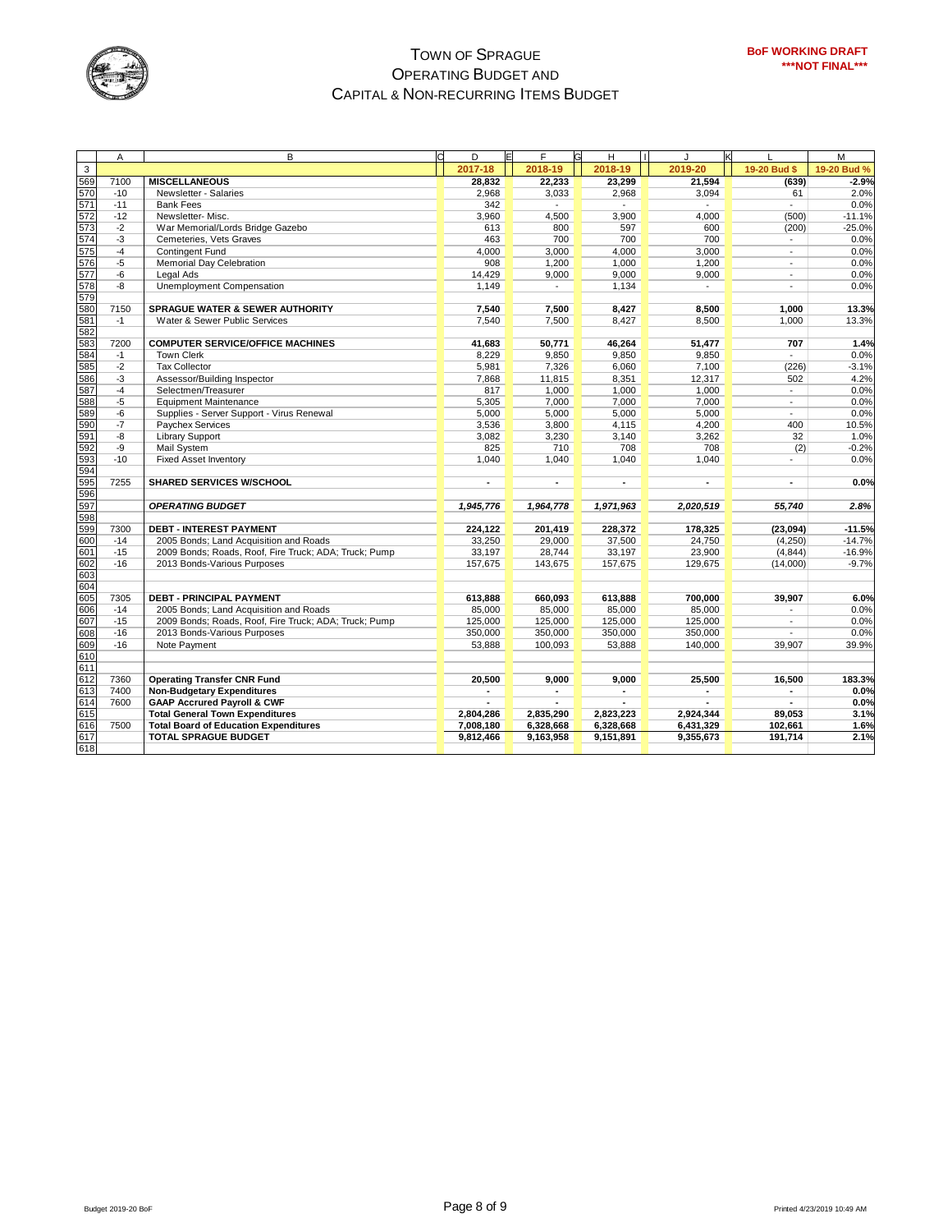# TOWN OF SPRAGUE
## OPERATING BUDGET AND
## CAPITAL & NON-RECURRING ITEMS BUDGET

**BoF WORKING DRAFT**
**\*\*\*NOT FINAL\*\*\***

| | A | B | D | F | H | J | L | M |
|---|---|---|---|---|---|---|---|---|
| 3 | | | 2017-18 | 2018-19 | 2018-19 | 2019-20 | 19-20 Bud $ | 19-20 Bud % |
| 569 | 7100 | **MISCELLANEOUS** | 28,832 | 22,233 | 23,299 | 21,594 | (639) | -2.9% |
| 570 | -10 | Newsletter - Salaries | 2,968 | 3,033 | 2,968 | 3,094 | 61 | 2.0% |
| 571 | -11 | Bank Fees | 342 | - | - | - | - | 0.0% |
| 572 | -12 | Newsletter- Misc. | 3,960 | 4,500 | 3,900 | 4,000 | (500) | -11.1% |
| 573 | -2 | War Memorial/Lords Bridge Gazebo | 613 | 800 | 597 | 600 | (200) | -25.0% |
| 574 | -3 | Cemeteries, Vets Graves | 463 | 700 | 700 | 700 | - | 0.0% |
| 575 | -4 | Contingent Fund | 4,000 | 3,000 | 4,000 | 3,000 | - | 0.0% |
| 576 | -5 | Memorial Day Celebration | 908 | 1,200 | 1,000 | 1,200 | - | 0.0% |
| 577 | -6 | Legal Ads | 14,429 | 9,000 | 9,000 | 9,000 | - | 0.0% |
| 578 | -8 | Unemployment Compensation | 1,149 | - | 1,134 | - | - | 0.0% |
| 579 | | | | | | | | |
| 580 | 7150 | **SPRAGUE WATER & SEWER AUTHORITY** | 7,540 | 7,500 | 8,427 | 8,500 | 1,000 | 13.3% |
| 581 | -1 | Water & Sewer Public Services | 7,540 | 7,500 | 8,427 | 8,500 | 1,000 | 13.3% |
| 582 | | | | | | | | |
| 583 | 7200 | **COMPUTER SERVICE/OFFICE MACHINES** | 41,683 | 50,771 | 46,264 | 51,477 | 707 | 1.4% |
| 584 | -1 | Town Clerk | 8,229 | 9,850 | 9,850 | 9,850 | - | 0.0% |
| 585 | -2 | Tax Collector | 5,981 | 7,326 | 6,060 | 7,100 | (226) | -3.1% |
| 586 | -3 | Assessor/Building Inspector | 7,868 | 11,815 | 8,351 | 12,317 | 502 | 4.2% |
| 587 | -4 | Selectmen/Treasurer | 817 | 1,000 | 1,000 | 1,000 | - | 0.0% |
| 588 | -5 | Equipment Maintenance | 5,305 | 7,000 | 7,000 | 7,000 | - | 0.0% |
| 589 | -6 | Supplies - Server Support - Virus Renewal | 5,000 | 5,000 | 5,000 | 5,000 | - | 0.0% |
| 590 | -7 | Paychex Services | 3,536 | 3,800 | 4,115 | 4,200 | 400 | 10.5% |
| 591 | -8 | Library Support | 3,082 | 3,230 | 3,140 | 3,262 | 32 | 1.0% |
| 592 | -9 | Mail System | 825 | 710 | 708 | 708 | (2) | -0.2% |
| 593 | -10 | Fixed Asset Inventory | 1,040 | 1,040 | 1,040 | 1,040 | - | 0.0% |
| 594 | | | | | | | | |
| 595 | 7255 | **SHARED SERVICES W/SCHOOL** | - | - | - | - | - | 0.0% |
| 596 | | | | | | | | |
| 597 | | ***OPERATING BUDGET*** | *1,945,776* | *1,964,778* | *1,971,963* | *2,020,519* | *55,740* | *2.8%* |
| 598 | | | | | | | | |
| 599 | 7300 | **DEBT - INTEREST PAYMENT** | 224,122 | 201,419 | 228,372 | 178,325 | (23,094) | -11.5% |
| 600 | -14 | 2005 Bonds; Land Acquisition and Roads | 33,250 | 29,000 | 37,500 | 24,750 | (4,250) | -14.7% |
| 601 | -15 | 2009 Bonds; Roads, Roof, Fire Truck; ADA; Truck; Pump | 33,197 | 28,744 | 33,197 | 23,900 | (4,844) | -16.9% |
| 602 | -16 | 2013 Bonds-Various Purposes | 157,675 | 143,675 | 157,675 | 129,675 | (14,000) | -9.7% |
| 603 | | | | | | | | |
| 604 | | | | | | | | |
| 605 | 7305 | **DEBT - PRINCIPAL PAYMENT** | 613,888 | 660,093 | 613,888 | 700,000 | 39,907 | 6.0% |
| 606 | -14 | 2005 Bonds; Land Acquisition and Roads | 85,000 | 85,000 | 85,000 | 85,000 | - | 0.0% |
| 607 | -15 | 2009 Bonds; Roads, Roof, Fire Truck; ADA; Truck; Pump | 125,000 | 125,000 | 125,000 | 125,000 | - | 0.0% |
| 608 | -16 | 2013 Bonds-Various Purposes | 350,000 | 350,000 | 350,000 | 350,000 | - | 0.0% |
| 609 | -16 | Note Payment | 53,888 | 100,093 | 53,888 | 140,000 | 39,907 | 39.9% |
| 610 | | | | | | | | |
| 611 | | | | | | | | |
| 612 | 7360 | **Operating Transfer CNR Fund** | 20,500 | 9,000 | 9,000 | 25,500 | 16,500 | 183.3% |
| 613 | 7400 | **Non-Budgetary Expenditures** | - | - | - | - | - | 0.0% |
| 614 | 7600 | **GAAP Accrured Payroll & CWF** | - | - | - | - | - | 0.0% |
| 615 | | **Total General Town Expenditures** | 2,804,286 | 2,835,290 | 2,823,223 | 2,924,344 | 89,053 | 3.1% |
| 616 | 7500 | **Total Board of Education Expenditures** | 7,008,180 | 6,328,668 | 6,328,668 | 6,431,329 | 102,661 | 1.6% |
| 617 | | **TOTAL SPRAGUE BUDGET** | 9,812,466 | 9,163,958 | 9,151,891 | 9,355,673 | 191,714 | 2.1% |
| 618 | | | | | | | | |

Budget 2019-20 BoF

Printed 4/23/2019 10:49 AM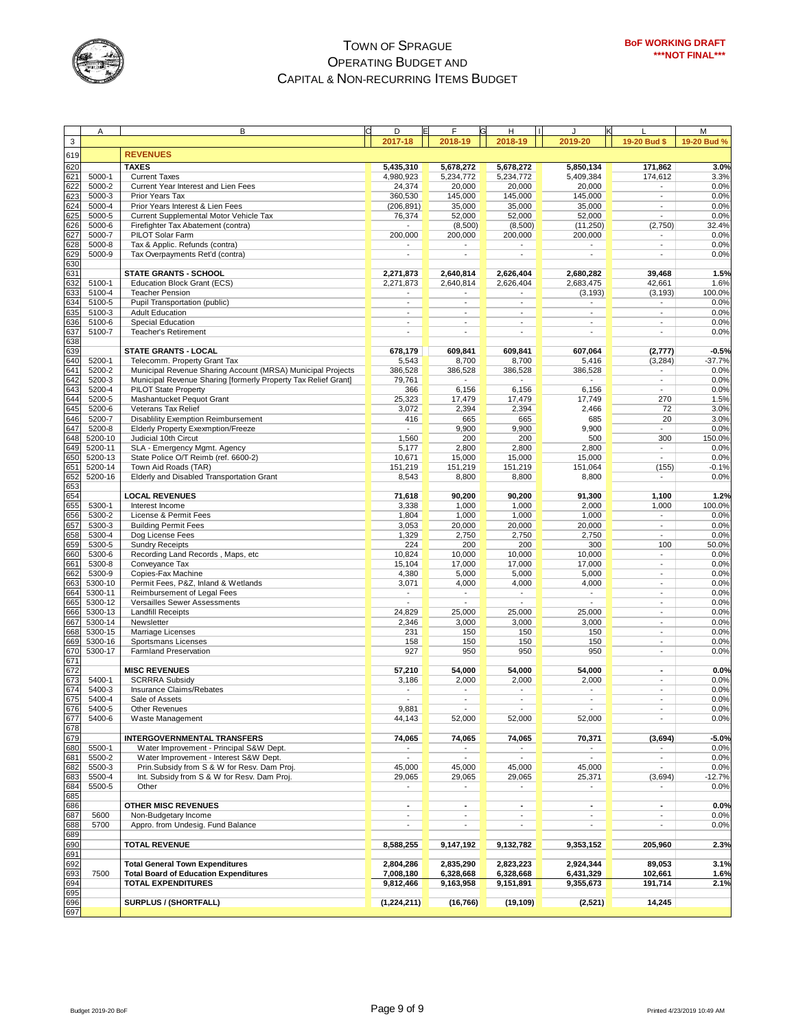# Town of Sprague

## Operating Budget and Capital & Non-Recurring Items Budget

**BoF WORKING DRAFT**
*****NOT FINAL*****

| | A | B | D | F | H | J | L | M |
|---|---|---|---|---|---|---|---|---|
| 3 | | | 2017-18 | 2018-19 | 2018-19 | 2019-20 | 19-20 Bud $ | 19-20 Bud % |
| 619 | | **REVENUES** | | | | | | |
| 620 | | **TAXES** | **5,435,310** | **5,678,272** | **5,678,272** | **5,850,134** | **171,862** | **3.0%** |
| 621 | 5000-1 | Current Taxes | 4,980,923 | 5,234,772 | 5,234,772 | 5,409,384 | 174,612 | 3.3% |
| 622 | 5000-2 | Current Year Interest and Lien Fees | 24,374 | 20,000 | 20,000 | 20,000 | - | 0.0% |
| 623 | 5000-3 | Prior Years Tax | 360,530 | 145,000 | 145,000 | 145,000 | - | 0.0% |
| 624 | 5000-4 | Prior Years Interest & Lien Fees | (206,891) | 35,000 | 35,000 | 35,000 | - | 0.0% |
| 625 | 5000-5 | Current Supplemental Motor Vehicle Tax | 76,374 | 52,000 | 52,000 | 52,000 | - | 0.0% |
| 626 | 5000-6 | Firefighter Tax Abatement (contra) | - | (8,500) | (8,500) | (11,250) | (2,750) | 32.4% |
| 627 | 5000-7 | PILOT Solar Farm | 200,000 | 200,000 | 200,000 | 200,000 | - | 0.0% |
| 628 | 5000-8 | Tax & Applic. Refunds (contra) | - | - | - | - | - | 0.0% |
| 629 | 5000-9 | Tax Overpayments Ret'd (contra) | - | - | - | - | - | 0.0% |
| 630 | | | | | | | | |
| 631 | | **STATE GRANTS - SCHOOL** | **2,271,873** | **2,640,814** | **2,626,404** | **2,680,282** | **39,468** | **1.5%** |
| 632 | 5100-1 | Education Block Grant (ECS) | 2,271,873 | 2,640,814 | 2,626,404 | 2,683,475 | 42,661 | 1.6% |
| 633 | 5100-4 | Teacher Pension | - | - | - | (3,193) | (3,193) | 100.0% |
| 634 | 5100-5 | Pupil Transportation (public) | - | - | - | - | - | 0.0% |
| 635 | 5100-3 | Adult Education | - | - | - | - | - | 0.0% |
| 636 | 5100-6 | Special Education | - | - | - | - | - | 0.0% |
| 637 | 5100-7 | Teacher's Retirement | - | - | - | - | - | 0.0% |
| 638 | | | | | | | | |
| 639 | | **STATE GRANTS - LOCAL** | **678,179** | **609,841** | **609,841** | **607,064** | **(2,777)** | **-0.5%** |
| 640 | 5200-1 | Telecomm. Property Grant Tax | 5,543 | 8,700 | 8,700 | 5,416 | (3,284) | -37.7% |
| 641 | 5200-2 | Municipal Revenue Sharing Account (MRSA) Municipal Projects | 386,528 | 386,528 | 386,528 | 386,528 | - | 0.0% |
| 642 | 5200-3 | Municipal Revenue Sharing [formerly Property Tax Relief Grant] | 79,761 | - | - | - | - | 0.0% |
| 643 | 5200-4 | PILOT State Property | 366 | 6,156 | 6,156 | 6,156 | - | 0.0% |
| 644 | 5200-5 | Mashantucket Pequot Grant | 25,323 | 17,479 | 17,479 | 17,749 | 270 | 1.5% |
| 645 | 5200-6 | Veterans Tax Relief | 3,072 | 2,394 | 2,394 | 2,466 | 72 | 3.0% |
| 646 | 5200-7 | Disablility Exemption Reimbursement | 416 | 665 | 665 | 685 | 20 | 3.0% |
| 647 | 5200-8 | Elderly Property Exexmption/Freeze | - | 9,900 | 9,900 | 9,900 | - | 0.0% |
| 648 | 5200-10 | Judicial 10th Circut | 1,560 | 200 | 200 | 500 | 300 | 150.0% |
| 649 | 5200-11 | SLA - Emergency Mgmt. Agency | 5,177 | 2,800 | 2,800 | 2,800 | - | 0.0% |
| 650 | 5200-13 | State Police O/T Reimb (ref. 6600-2) | 10,671 | 15,000 | 15,000 | 15,000 | - | 0.0% |
| 651 | 5200-14 | Town Aid Roads (TAR) | 151,219 | 151,219 | 151,219 | 151,064 | (155) | -0.1% |
| 652 | 5200-16 | Elderly and Disabled Transportation Grant | 8,543 | 8,800 | 8,800 | 8,800 | - | 0.0% |
| 653 | | | | | | | | |
| 654 | | **LOCAL REVENUES** | **71,618** | **90,200** | **90,200** | **91,300** | **1,100** | **1.2%** |
| 655 | 5300-1 | Interest Income | 3,338 | 1,000 | 1,000 | 2,000 | 1,000 | 100.0% |
| 656 | 5300-2 | License & Permit Fees | 1,804 | 1,000 | 1,000 | 1,000 | - | 0.0% |
| 657 | 5300-3 | Building Permit Fees | 3,053 | 20,000 | 20,000 | 20,000 | - | 0.0% |
| 658 | 5300-4 | Dog License Fees | 1,329 | 2,750 | 2,750 | 2,750 | - | 0.0% |
| 659 | 5300-5 | Sundry Receipts | 224 | 200 | 200 | 300 | 100 | 50.0% |
| 660 | 5300-6 | Recording Land Records , Maps, etc | 10,824 | 10,000 | 10,000 | 10,000 | - | 0.0% |
| 661 | 5300-8 | Conveyance Tax | 15,104 | 17,000 | 17,000 | 17,000 | - | 0.0% |
| 662 | 5300-9 | Copies-Fax Machine | 4,380 | 5,000 | 5,000 | 5,000 | - | 0.0% |
| 663 | 5300-10 | Permit Fees, P&Z, Inland & Wetlands | 3,071 | 4,000 | 4,000 | 4,000 | - | 0.0% |
| 664 | 5300-11 | Reimbursement of Legal Fees | - | - | - | - | - | 0.0% |
| 665 | 5300-12 | Versailles Sewer Assessments | - | - | - | - | - | 0.0% |
| 666 | 5300-13 | Landfill Receipts | 24,829 | 25,000 | 25,000 | 25,000 | - | 0.0% |
| 667 | 5300-14 | Newsletter | 2,346 | 3,000 | 3,000 | 3,000 | - | 0.0% |
| 668 | 5300-15 | Marriage Licenses | 231 | 150 | 150 | 150 | - | 0.0% |
| 669 | 5300-16 | Sportsmans Licenses | 158 | 150 | 150 | 150 | - | 0.0% |
| 670 | 5300-17 | Farmland Preservation | 927 | 950 | 950 | 950 | - | 0.0% |
| 671 | | | | | | | | |
| 672 | | **MISC REVENUES** | **57,210** | **54,000** | **54,000** | **54,000** | **-** | **0.0%** |
| 673 | 5400-1 | SCRRRA Subsidy | 3,186 | 2,000 | 2,000 | 2,000 | - | 0.0% |
| 674 | 5400-3 | Insurance Claims/Rebates | - | - | - | - | - | 0.0% |
| 675 | 5400-4 | Sale of Assets | - | - | - | - | - | 0.0% |
| 676 | 5400-5 | Other Revenues | 9,881 | - | - | - | - | 0.0% |
| 677 | 5400-6 | Waste Management | 44,143 | 52,000 | 52,000 | 52,000 | - | 0.0% |
| 678 | | | | | | | | |
| 679 | | **INTERGOVERNMENTAL TRANSFERS** | **74,065** | **74,065** | **74,065** | **70,371** | **(3,694)** | **-5.0%** |
| 680 | 5500-1 | Water Improvement - Principal S&W Dept. | - | - | - | - | - | 0.0% |
| 681 | 5500-2 | Water Improvement - Interest S&W Dept. | - | - | - | - | - | 0.0% |
| 682 | 5500-3 | Prin.Subsidy from S & W for Resv. Dam Proj. | 45,000 | 45,000 | 45,000 | 45,000 | - | 0.0% |
| 683 | 5500-4 | Int. Subsidy from S & W for Resv. Dam Proj. | 29,065 | 29,065 | 29,065 | 25,371 | (3,694) | -12.7% |
| 684 | 5500-5 | Other | - | - | - | - | - | 0.0% |
| 685 | | | | | | | | |
| 686 | | **OTHER MISC REVENUES** | **-** | **-** | **-** | **-** | **-** | **0.0%** |
| 687 | 5600 | Non-Budgetary Income | - | - | - | - | - | 0.0% |
| 688 | 5700 | Appro. from Undesig. Fund Balance | - | - | - | - | - | 0.0% |
| 689 | | | | | | | | |
| 690 | | **TOTAL REVENUE** | **8,588,255** | **9,147,192** | **9,132,782** | **9,353,152** | **205,960** | **2.3%** |
| 691 | | | | | | | | |
| 692 | | **Total General Town Expenditures** | **2,804,286** | **2,835,290** | **2,823,223** | **2,924,344** | **89,053** | **3.1%** |
| 693 | 7500 | **Total Board of Education Expenditures** | **7,008,180** | **6,328,668** | **6,328,668** | **6,431,329** | **102,661** | **1.6%** |
| 694 | | **TOTAL EXPENDITURES** | **9,812,466** | **9,163,958** | **9,151,891** | **9,355,673** | **191,714** | **2.1%** |
| 695 | | | | | | | | |
| 696 | | **SURPLUS / (SHORTFALL)** | **(1,224,211)** | **(16,766)** | **(19,109)** | **(2,521)** | **14,245** | |
| 697 | | | | | | | | |

Budget 2019-20 BoF

Printed 4/23/2019 10:49 AM